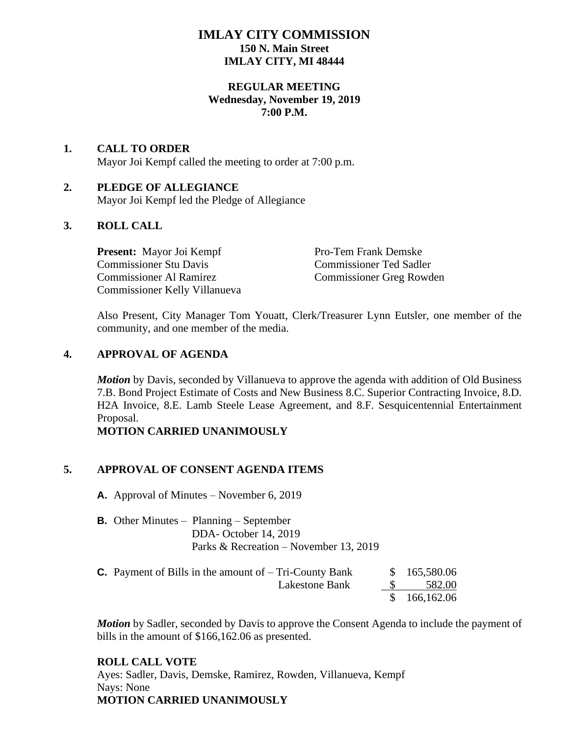# IMLAY CITY COMMISSION

**150 N. Main Street**
**IMLAY CITY, MI 48444**

**REGULAR MEETING**
**Wednesday, November 19, 2019**
**7:00 P.M.**

## 1. CALL TO ORDER

Mayor Joi Kempf called the meeting to order at 7:00 p.m.

## 2. PLEDGE OF ALLEGIANCE

Mayor Joi Kempf led the Pledge of Allegiance

## 3. ROLL CALL

**Present:** Mayor Joi Kempf
Pro-Tem Frank Demske
Commissioner Stu Davis
Commissioner Ted Sadler
Commissioner Al Ramirez
Commissioner Greg Rowden
Commissioner Kelly Villanueva

Also Present, City Manager Tom Youatt, Clerk/Treasurer Lynn Eutsler, one member of the community, and one member of the media.

## 4. APPROVAL OF AGENDA

***Motion*** by Davis, seconded by Villanueva to approve the agenda with addition of Old Business 7.B. Bond Project Estimate of Costs and New Business 8.C. Superior Contracting Invoice, 8.D. H2A Invoice, 8.E. Lamb Steele Lease Agreement, and 8.F. Sesquicentennial Entertainment Proposal.

**MOTION CARRIED UNANIMOUSLY**

## 5. APPROVAL OF CONSENT AGENDA ITEMS

**A.** Approval of Minutes – November 6, 2019

**B.** Other Minutes – Planning – September
DDA- October 14, 2019
Parks & Recreation – November 13, 2019

**C.** Payment of Bills in the amount of –

| | |
|---|---|
| Tri-County Bank | $ 165,580.06 |
| Lakestone Bank | $ 582.00 |
| | $ 166,162.06 |

***Motion*** by Sadler, seconded by Davis to approve the Consent Agenda to include the payment of bills in the amount of $166,162.06 as presented.

**ROLL CALL VOTE**
Ayes: Sadler, Davis, Demske, Ramirez, Rowden, Villanueva, Kempf
Nays: None
**MOTION CARRIED UNANIMOUSLY**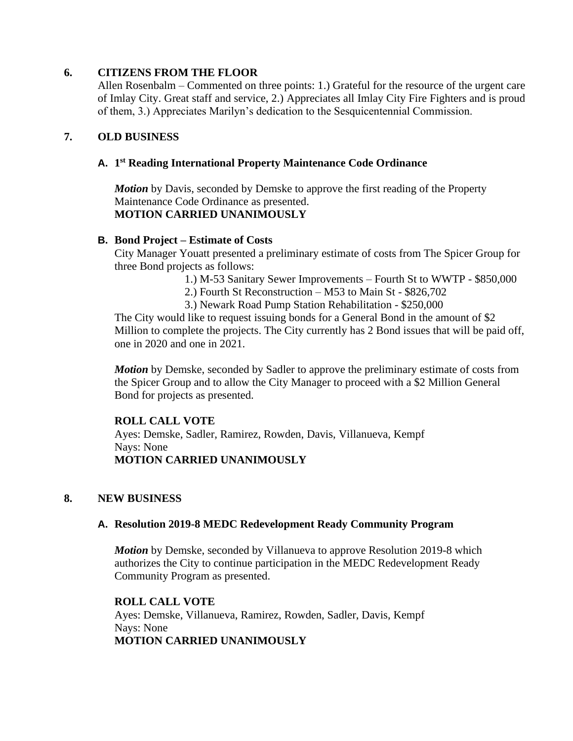## 6. CITIZENS FROM THE FLOOR

Allen Rosenbalm – Commented on three points: 1.) Grateful for the resource of the urgent care of Imlay City. Great staff and service, 2.) Appreciates all Imlay City Fire Fighters and is proud of them, 3.) Appreciates Marilyn's dedication to the Sesquicentennial Commission.

## 7. OLD BUSINESS

### A. 1st Reading International Property Maintenance Code Ordinance

***Motion*** by Davis, seconded by Demske to approve the first reading of the Property Maintenance Code Ordinance as presented.
**MOTION CARRIED UNANIMOUSLY**

### B. Bond Project – Estimate of Costs

City Manager Youatt presented a preliminary estimate of costs from The Spicer Group for three Bond projects as follows:

1.) M-53 Sanitary Sewer Improvements – Fourth St to WWTP - $850,000
2.) Fourth St Reconstruction – M53 to Main St - $826,702
3.) Newark Road Pump Station Rehabilitation - $250,000

The City would like to request issuing bonds for a General Bond in the amount of $2 Million to complete the projects. The City currently has 2 Bond issues that will be paid off, one in 2020 and one in 2021.

***Motion*** by Demske, seconded by Sadler to approve the preliminary estimate of costs from the Spicer Group and to allow the City Manager to proceed with a $2 Million General Bond for projects as presented.

**ROLL CALL VOTE**
Ayes: Demske, Sadler, Ramirez, Rowden, Davis, Villanueva, Kempf
Nays: None
**MOTION CARRIED UNANIMOUSLY**

## 8. NEW BUSINESS

### A. Resolution 2019-8 MEDC Redevelopment Ready Community Program

***Motion*** by Demske, seconded by Villanueva to approve Resolution 2019-8 which authorizes the City to continue participation in the MEDC Redevelopment Ready Community Program as presented.

**ROLL CALL VOTE**
Ayes: Demske, Villanueva, Ramirez, Rowden, Sadler, Davis, Kempf
Nays: None
**MOTION CARRIED UNANIMOUSLY**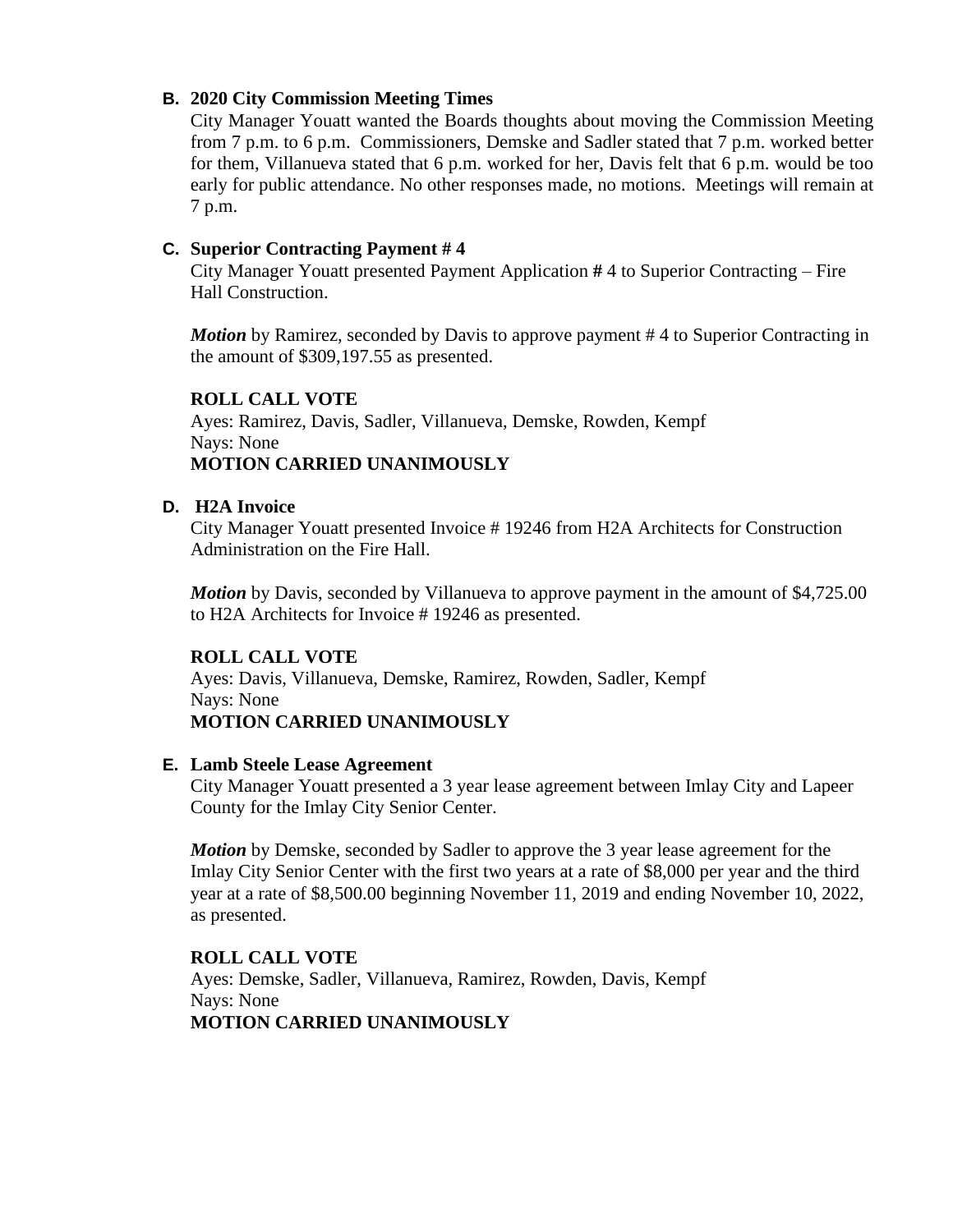**B. 2020 City Commission Meeting Times**

City Manager Youatt wanted the Boards thoughts about moving the Commission Meeting from 7 p.m. to 6 p.m. Commissioners, Demske and Sadler stated that 7 p.m. worked better for them, Villanueva stated that 6 p.m. worked for her, Davis felt that 6 p.m. would be too early for public attendance. No other responses made, no motions. Meetings will remain at 7 p.m.

**C. Superior Contracting Payment # 4**

City Manager Youatt presented Payment Application **#** 4 to Superior Contracting – Fire Hall Construction.

***Motion*** by Ramirez, seconded by Davis to approve payment # 4 to Superior Contracting in the amount of $309,197.55 as presented.

**ROLL CALL VOTE**
Ayes: Ramirez, Davis, Sadler, Villanueva, Demske, Rowden, Kempf
Nays: None
**MOTION CARRIED UNANIMOUSLY**

**D. H2A Invoice**

City Manager Youatt presented Invoice # 19246 from H2A Architects for Construction Administration on the Fire Hall.

***Motion*** by Davis, seconded by Villanueva to approve payment in the amount of $4,725.00 to H2A Architects for Invoice # 19246 as presented.

**ROLL CALL VOTE**
Ayes: Davis, Villanueva, Demske, Ramirez, Rowden, Sadler, Kempf
Nays: None
**MOTION CARRIED UNANIMOUSLY**

**E. Lamb Steele Lease Agreement**

City Manager Youatt presented a 3 year lease agreement between Imlay City and Lapeer County for the Imlay City Senior Center.

***Motion*** by Demske, seconded by Sadler to approve the 3 year lease agreement for the Imlay City Senior Center with the first two years at a rate of $8,000 per year and the third year at a rate of $8,500.00 beginning November 11, 2019 and ending November 10, 2022, as presented.

**ROLL CALL VOTE**
Ayes: Demske, Sadler, Villanueva, Ramirez, Rowden, Davis, Kempf
Nays: None
**MOTION CARRIED UNANIMOUSLY**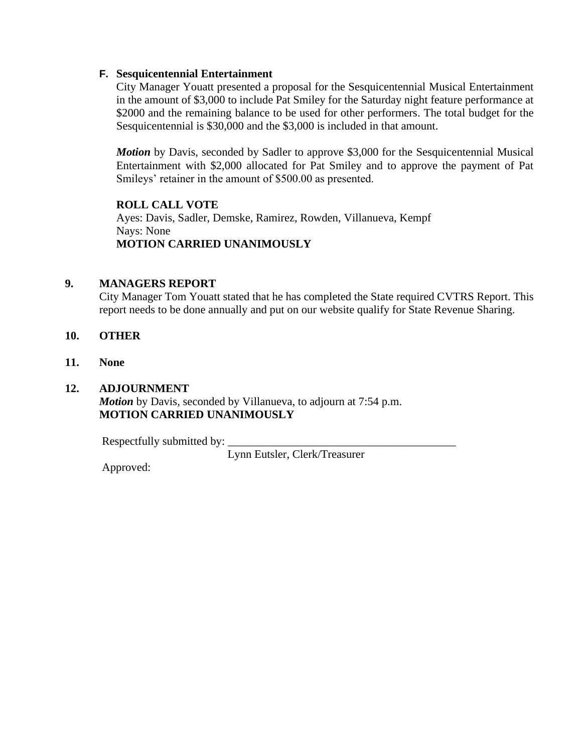**F. Sesquicentennial Entertainment**

City Manager Youatt presented a proposal for the Sesquicentennial Musical Entertainment in the amount of $3,000 to include Pat Smiley for the Saturday night feature performance at $2000 and the remaining balance to be used for other performers. The total budget for the Sesquicentennial is $30,000 and the $3,000 is included in that amount.

***Motion*** by Davis, seconded by Sadler to approve $3,000 for the Sesquicentennial Musical Entertainment with $2,000 allocated for Pat Smiley and to approve the payment of Pat Smileys' retainer in the amount of $500.00 as presented.

**ROLL CALL VOTE**
Ayes: Davis, Sadler, Demske, Ramirez, Rowden, Villanueva, Kempf
Nays: None
**MOTION CARRIED UNANIMOUSLY**

**9. MANAGERS REPORT**

City Manager Tom Youatt stated that he has completed the State required CVTRS Report. This report needs to be done annually and put on our website qualify for State Revenue Sharing.

**10. OTHER**

**11. None**

**12. ADJOURNMENT**

***Motion*** by Davis, seconded by Villanueva, to adjourn at 7:54 p.m.
**MOTION CARRIED UNANIMOUSLY**

Respectfully submitted by: ________________________________________
Lynn Eutsler, Clerk/Treasurer

Approved: